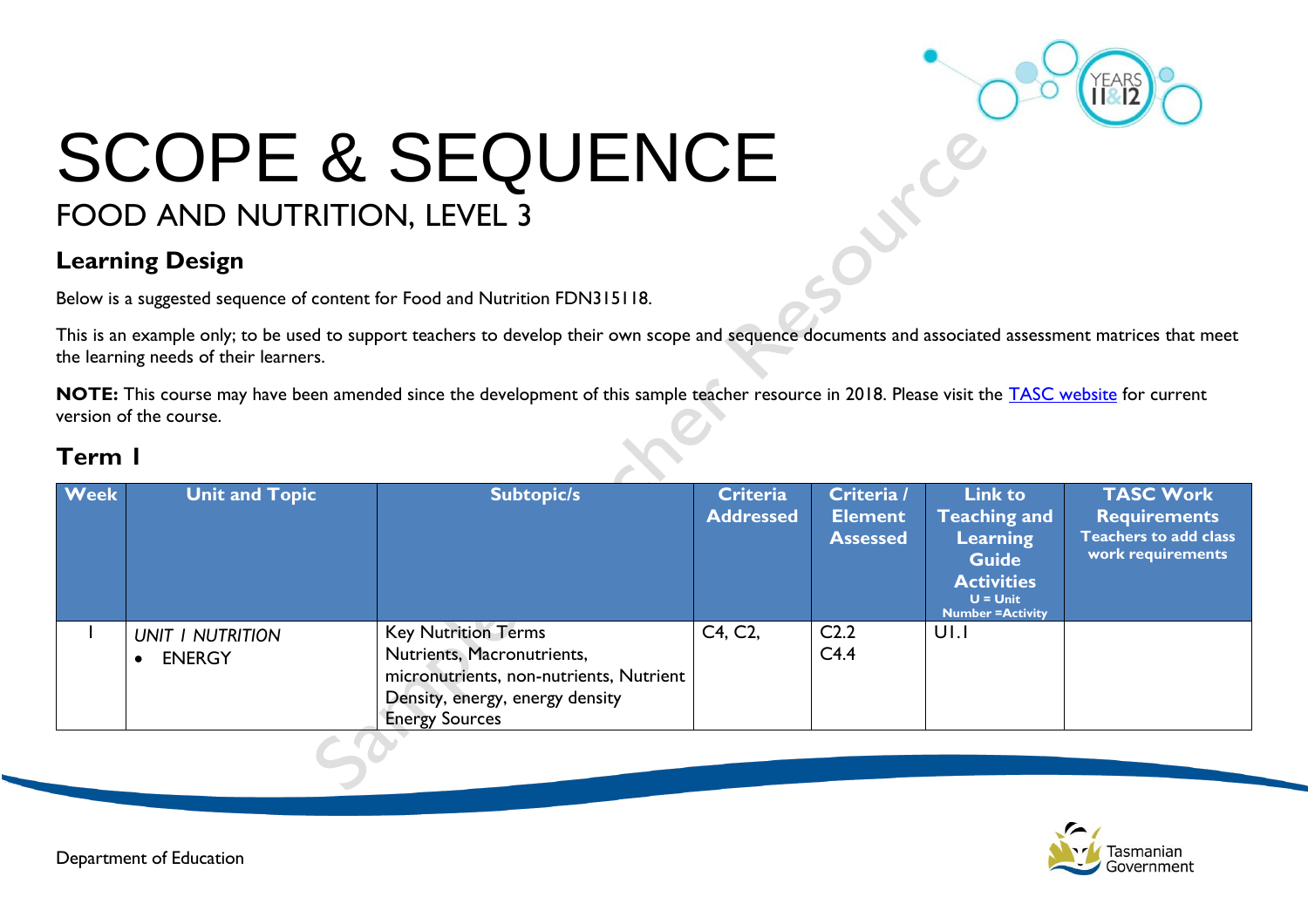# SCOPE & SEQUENCE

## FOOD AND NUTRITION, LEVEL 3

### Learning Design

Below is a suggested sequence of content for Food and Nutrition FDN315118.

This is an example only; to be used to support teachers to develop their own scope and sequence documents and associated assessment matrices that meet the learning needs of their learners.

**NOTE:** This course may have been amended since the development of this sample teacher resource in 2018. Please visit the TASC website for current version of the course.

### Term 1

| Week | Unit and Topic | Subtopic/s | Criteria Addressed | Criteria / Element Assessed | Link to Teaching and Learning Guide Activities U = Unit Number =Activity | TASC Work Requirements Teachers to add class work requirements |
|---|---|---|---|---|---|---|
| 1 | *UNIT 1 NUTRITION*<br>• ENERGY | Key Nutrition Terms<br>Nutrients, Macronutrients, micronutrients, non-nutrients, Nutrient Density, energy, energy density<br>Energy Sources | C4, C2, | C2.2<br>C4.4 | U1.1 | |

Department of Education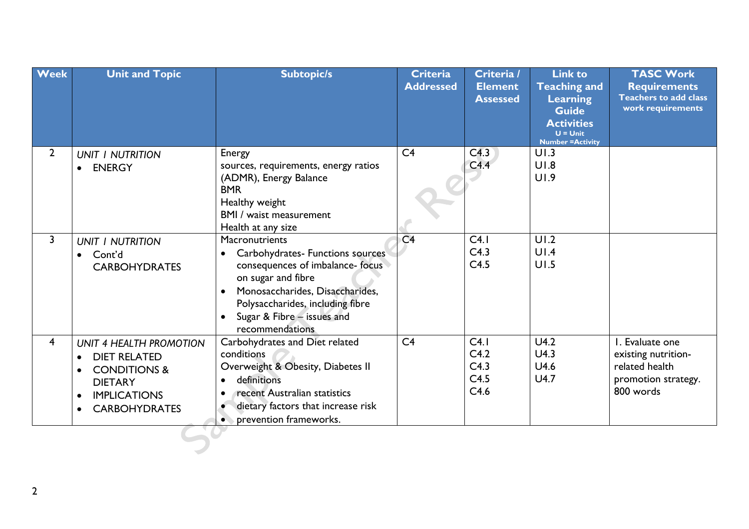| Week | Unit and Topic | Subtopic/s | Criteria Addressed | Criteria / Element Assessed | Link to Teaching and Learning Guide Activities U = Unit Number =Activity | TASC Work Requirements Teachers to add class work requirements |
|---|---|---|---|---|---|---|
| 2 | *UNIT 1 NUTRITION*<br>• ENERGY | Energy<br>sources, requirements, energy ratios (ADMR), Energy Balance<br>BMR<br>Healthy weight<br>BMI / waist measurement<br>Health at any size | C4 | C4.3<br>C4.4 | U1.3<br>U1.8<br>U1.9 | |
| 3 | *UNIT 1 NUTRITION*<br>• Cont'd CARBOHYDRATES | Macronutrients<br>• Carbohydrates- Functions sources consequences of imbalance- focus on sugar and fibre<br>• Monosaccharides, Disaccharides, Polysaccharides, including fibre<br>• Sugar & Fibre – issues and recommendations | C4 | C4.1<br>C4.3<br>C4.5 | U1.2<br>U1.4<br>U1.5 | |
| 4 | *UNIT 4 HEALTH PROMOTION*<br>• DIET RELATED<br>• CONDITIONS & DIETARY<br>• IMPLICATIONS<br>• CARBOHYDRATES | Carbohydrates and Diet related conditions<br>Overweight & Obesity, Diabetes II<br>• definitions<br>• recent Australian statistics<br>• dietary factors that increase risk<br>• prevention frameworks. | C4 | C4.1<br>C4.2<br>C4.3<br>C4.5<br>C4.6 | U4.2<br>U4.3<br>U4.6<br>U4.7 | 1. Evaluate one existing nutrition-related health promotion strategy. 800 words |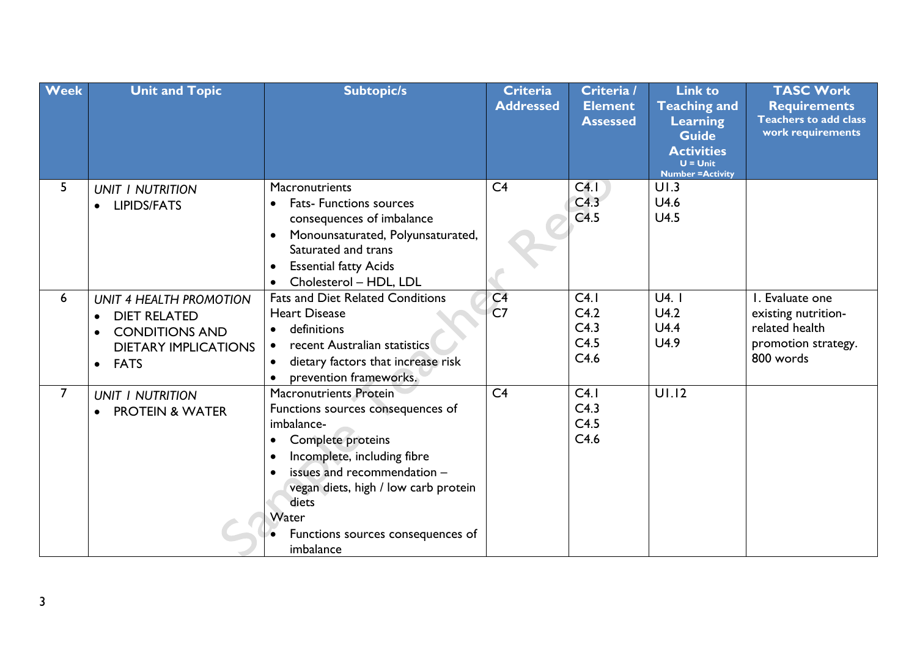| Week | Unit and Topic | Subtopic/s | Criteria Addressed | Criteria / Element Assessed | Link to Teaching and Learning Guide Activities U = Unit Number =Activity | TASC Work Requirements Teachers to add class work requirements |
|---|---|---|---|---|---|---|
| 5 | *UNIT 1 NUTRITION*<br>• LIPIDS/FATS | Macronutrients<br>• Fats- Functions sources consequences of imbalance<br>• Monounsaturated, Polyunsaturated, Saturated and trans<br>• Essential fatty Acids<br>• Cholesterol – HDL, LDL | C4 | C4.1<br>C4.3<br>C4.5 | U1.3<br>U4.6<br>U4.5 | |
| 6 | *UNIT 4 HEALTH PROMOTION*<br>• DIET RELATED<br>• CONDITIONS AND DIETARY IMPLICATIONS<br>• FATS | Fats and Diet Related Conditions<br>Heart Disease<br>• definitions<br>• recent Australian statistics<br>• dietary factors that increase risk<br>• prevention frameworks. | C4<br>C7 | C4.1<br>C4.2<br>C4.3<br>C4.5<br>C4.6 | U4. 1<br>U4.2<br>U4.4<br>U4.9 | 1. Evaluate one existing nutrition-related health promotion strategy. 800 words |
| 7 | *UNIT 1 NUTRITION*<br>• PROTEIN & WATER | Macronutrients Protein<br>Functions sources consequences of imbalance-<br>• Complete proteins<br>• Incomplete, including fibre<br>• issues and recommendation – vegan diets, high / low carb protein diets<br>Water<br>• Functions sources consequences of imbalance | C4 | C4.1<br>C4.3<br>C4.5<br>C4.6 | U1.12 | |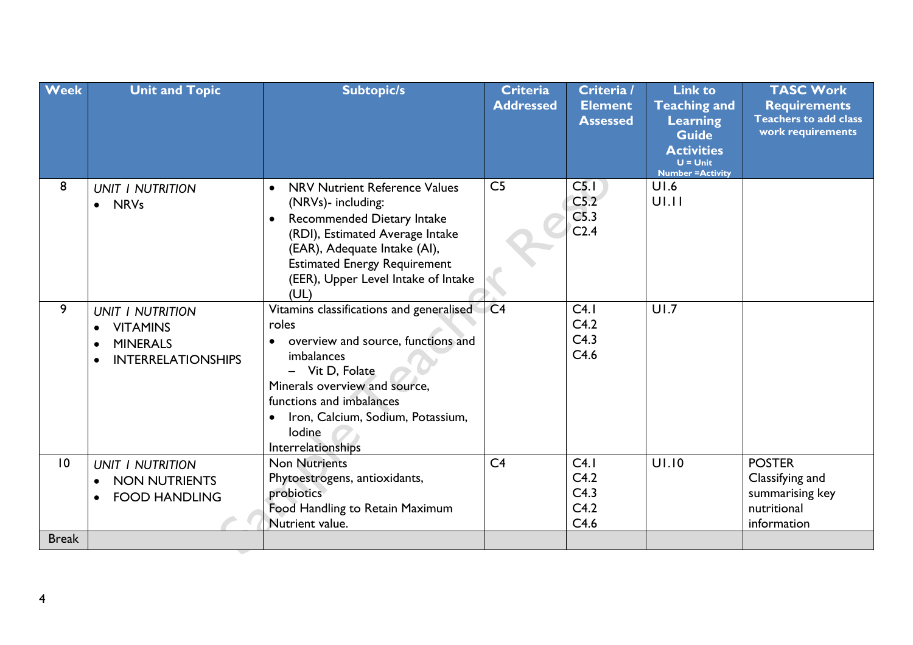| Week | Unit and Topic | Subtopic/s | Criteria Addressed | Criteria / Element Assessed | Link to Teaching and Learning Guide Activities U = Unit Number =Activity | TASC Work Requirements Teachers to add class work requirements |
|---|---|---|---|---|---|---|
| 8 | *UNIT 1 NUTRITION*<br>• NRVs | • NRV Nutrient Reference Values (NRVs)- including:<br>• Recommended Dietary Intake (RDI), Estimated Average Intake (EAR), Adequate Intake (AI), Estimated Energy Requirement (EER), Upper Level Intake of Intake (UL) | C5 | C5.1<br>C5.2<br>C5.3<br>C2.4 | U1.6<br>U1.11 | |
| 9 | *UNIT 1 NUTRITION*<br>• VITAMINS<br>• MINERALS<br>• INTERRELATIONSHIPS | Vitamins classifications and generalised roles<br>• overview and source, functions and imbalances<br>– Vit D, Folate<br>Minerals overview and source, functions and imbalances<br>• Iron, Calcium, Sodium, Potassium, Iodine<br>Interrelationships | C4 | C4.1<br>C4.2<br>C4.3<br>C4.6 | U1.7 | |
| 10 | *UNIT 1 NUTRITION*<br>• NON NUTRIENTS<br>• FOOD HANDLING | Non Nutrients<br>Phytoestrogens, antioxidants, probiotics<br>Food Handling to Retain Maximum Nutrient value. | C4 | C4.1<br>C4.2<br>C4.3<br>C4.2<br>C4.6 | U1.10 | POSTER<br>Classifying and summarising key nutritional information |
| Break | | | | | | |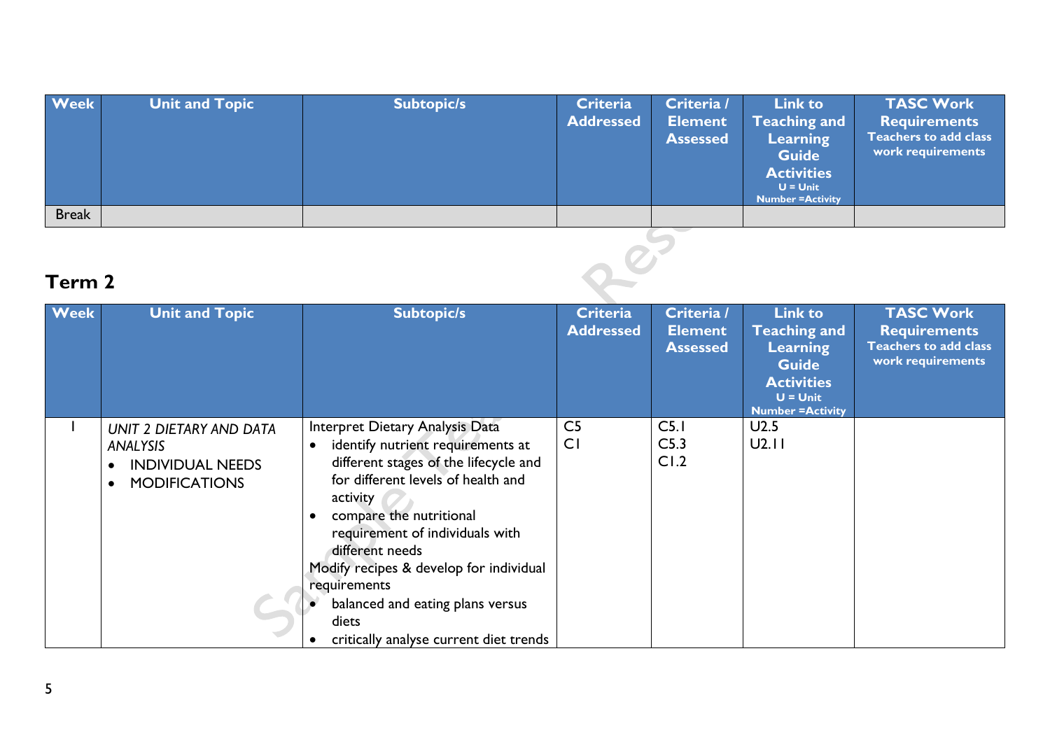| Week | Unit and Topic | Subtopic/s | Criteria Addressed | Criteria / Element Assessed | Link to Teaching and Learning Guide Activities U = Unit Number =Activity | TASC Work Requirements Teachers to add class work requirements |
|---|---|---|---|---|---|---|
| Break | | | | | | |

## Term 2

| Week | Unit and Topic | Subtopic/s | Criteria Addressed | Criteria / Element Assessed | Link to Teaching and Learning Guide Activities U = Unit Number =Activity | TASC Work Requirements Teachers to add class work requirements |
|---|---|---|---|---|---|---|
| 1 | *UNIT 2 DIETARY AND DATA ANALYSIS*<br>• INDIVIDUAL NEEDS<br>• MODIFICATIONS | Interpret Dietary Analysis Data<br>• identify nutrient requirements at different stages of the lifecycle and for different levels of health and activity<br>• compare the nutritional requirement of individuals with different needs<br>Modify recipes & develop for individual requirements<br>• balanced and eating plans versus diets<br>• critically analyse current diet trends | C5<br>C1 | C5.1<br>C5.3<br>C1.2 | U2.5<br>U2.11 | |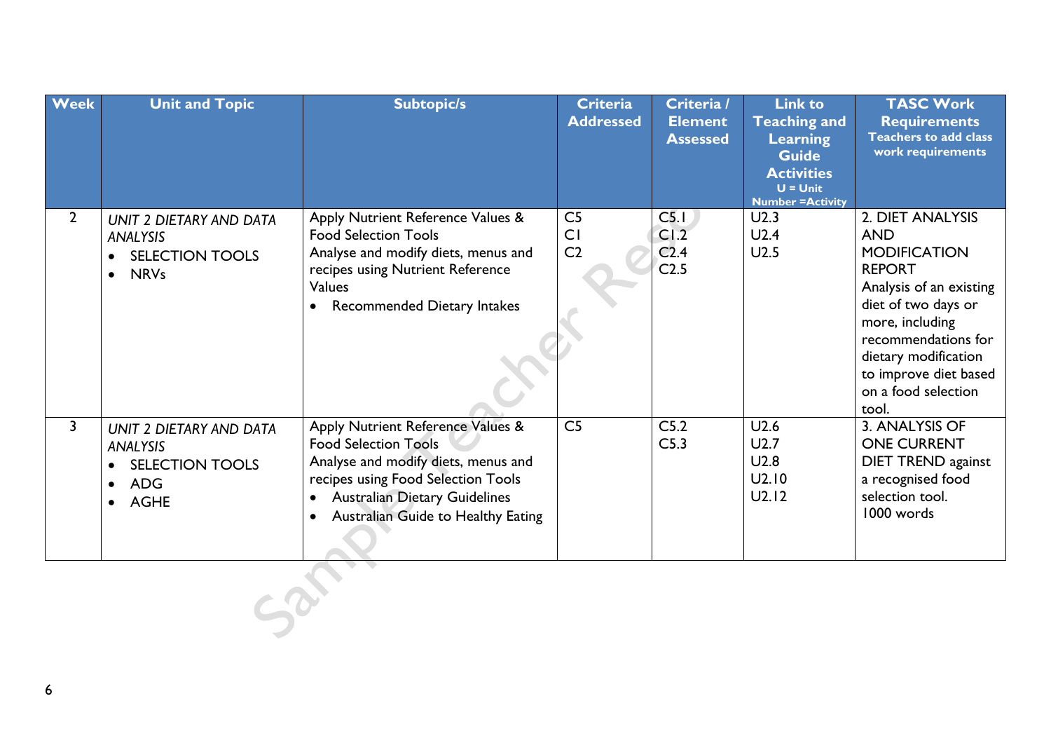| Week | Unit and Topic | Subtopic/s | Criteria Addressed | Criteria / Element Assessed | Link to Teaching and Learning Guide Activities U = Unit Number =Activity | TASC Work Requirements Teachers to add class work requirements |
|---|---|---|---|---|---|---|
| 2 | *UNIT 2 DIETARY AND DATA ANALYSIS*<br>• SELECTION TOOLS<br>• NRVs | Apply Nutrient Reference Values & Food Selection Tools<br>Analyse and modify diets, menus and recipes using Nutrient Reference Values<br>• Recommended Dietary Intakes | C5<br>C1<br>C2 | C5.1<br>C1.2<br>C2.4<br>C2.5 | U2.3<br>U2.4<br>U2.5 | 2. DIET ANALYSIS AND MODIFICATION REPORT<br>Analysis of an existing diet of two days or more, including recommendations for dietary modification to improve diet based on a food selection tool. |
| 3 | *UNIT 2 DIETARY AND DATA ANALYSIS*<br>• SELECTION TOOLS<br>• ADG<br>• AGHE | Apply Nutrient Reference Values & Food Selection Tools<br>Analyse and modify diets, menus and recipes using Food Selection Tools<br>• Australian Dietary Guidelines<br>• Australian Guide to Healthy Eating | C5 | C5.2<br>C5.3 | U2.6<br>U2.7<br>U2.8<br>U2.10<br>U2.12 | 3. ANALYSIS OF ONE CURRENT DIET TREND against a recognised food selection tool.<br>1000 words |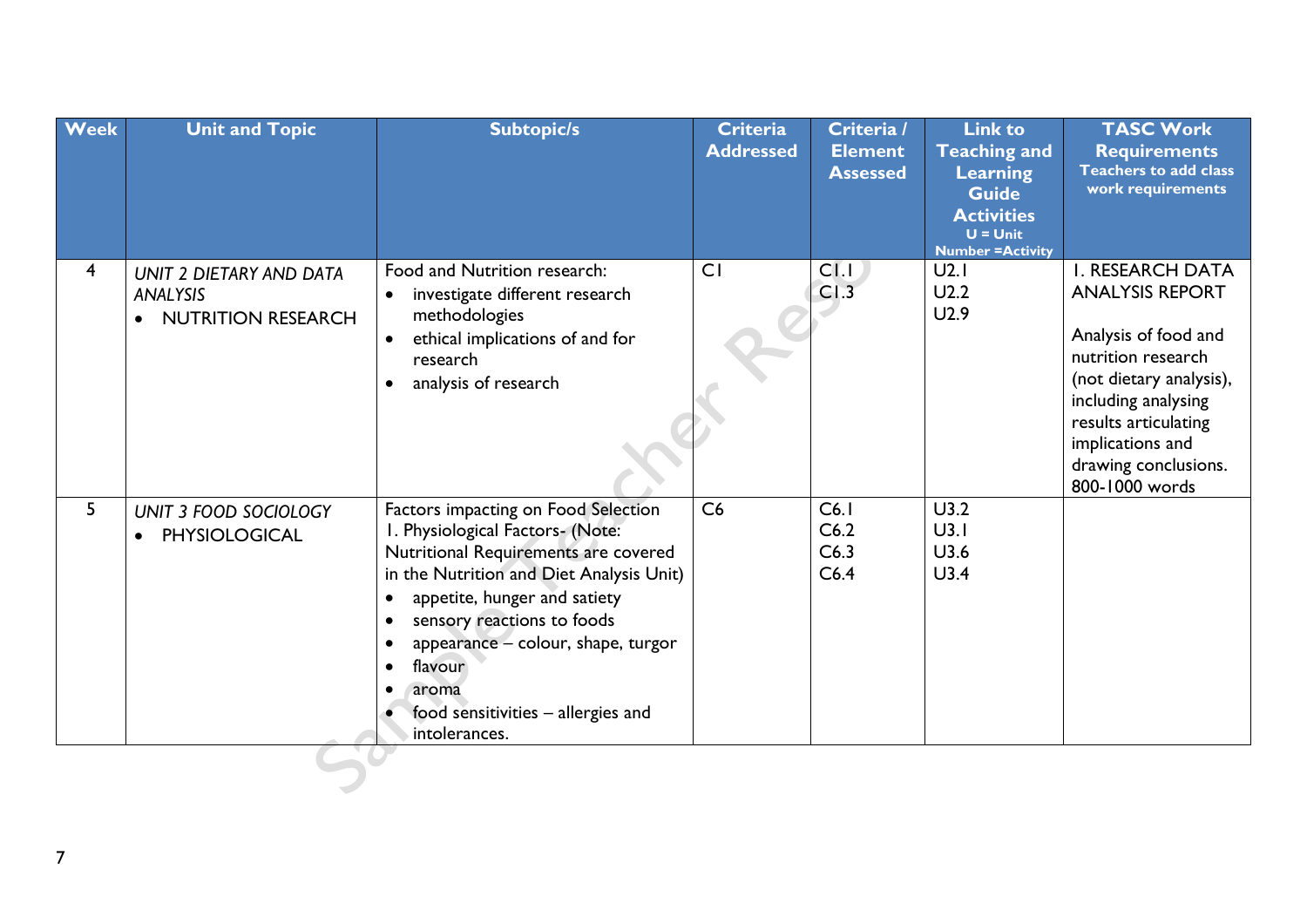| Week | Unit and Topic | Subtopic/s | Criteria Addressed | Criteria / Element Assessed | Link to Teaching and Learning Guide Activities U = Unit Number =Activity | TASC Work Requirements Teachers to add class work requirements |
|---|---|---|---|---|---|---|
| 4 | *UNIT 2 DIETARY AND DATA ANALYSIS*<br>• NUTRITION RESEARCH | Food and Nutrition research:<br>• investigate different research methodologies<br>• ethical implications of and for research<br>• analysis of research | C1 | C1.1<br>C1.3 | U2.1<br>U2.2<br>U2.9 | 1. RESEARCH DATA ANALYSIS REPORT<br><br>Analysis of food and nutrition research (not dietary analysis), including analysing results articulating implications and drawing conclusions. 800-1000 words |
| 5 | *UNIT 3 FOOD SOCIOLOGY*<br>• PHYSIOLOGICAL | Factors impacting on Food Selection<br>1. Physiological Factors- (Note: Nutritional Requirements are covered in the Nutrition and Diet Analysis Unit)<br>• appetite, hunger and satiety<br>• sensory reactions to foods<br>• appearance – colour, shape, turgor<br>• flavour<br>• aroma<br>• food sensitivities – allergies and intolerances. | C6 | C6.1<br>C6.2<br>C6.3<br>C6.4 | U3.2<br>U3.1<br>U3.6<br>U3.4 | |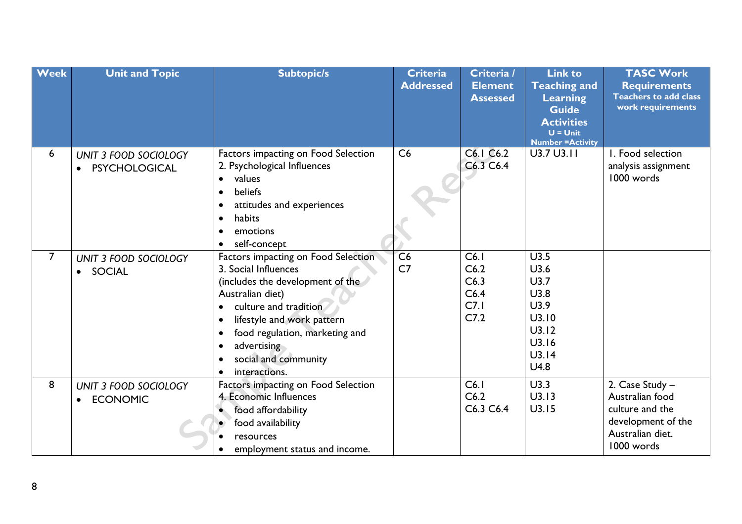| Week | Unit and Topic | Subtopic/s | Criteria Addressed | Criteria / Element Assessed | Link to Teaching and Learning Guide Activities U = Unit Number =Activity | TASC Work Requirements Teachers to add class work requirements |
|---|---|---|---|---|---|---|
| 6 | *UNIT 3 FOOD SOCIOLOGY*<br>• PSYCHOLOGICAL | Factors impacting on Food Selection<br>2. Psychological Influences<br>• values<br>• beliefs<br>• attitudes and experiences<br>• habits<br>• emotions<br>• self-concept | C6 | C6.1 C6.2<br>C6.3 C6.4 | U3.7 U3.11 | 1. Food selection analysis assignment 1000 words |
| 7 | *UNIT 3 FOOD SOCIOLOGY*<br>• SOCIAL | Factors impacting on Food Selection<br>3. Social Influences<br>(includes the development of the Australian diet)<br>• culture and tradition<br>• lifestyle and work pattern<br>• food regulation, marketing and<br>• advertising<br>• social and community<br>• interactions. | C6<br>C7 | C6.1<br>C6.2<br>C6.3<br>C6.4<br>C7.1<br>C7.2 | U3.5<br>U3.6<br>U3.7<br>U3.8<br>U3.9<br>U3.10<br>U3.12<br>U3.16<br>U3.14<br>U4.8 | |
| 8 | *UNIT 3 FOOD SOCIOLOGY*<br>• ECONOMIC | Factors impacting on Food Selection<br>4. Economic Influences<br>• food affordability<br>• food availability<br>• resources<br>• employment status and income. | | C6.1<br>C6.2<br>C6.3 C6.4 | U3.3<br>U3.13<br>U3.15 | 2. Case Study – Australian food culture and the development of the Australian diet. 1000 words |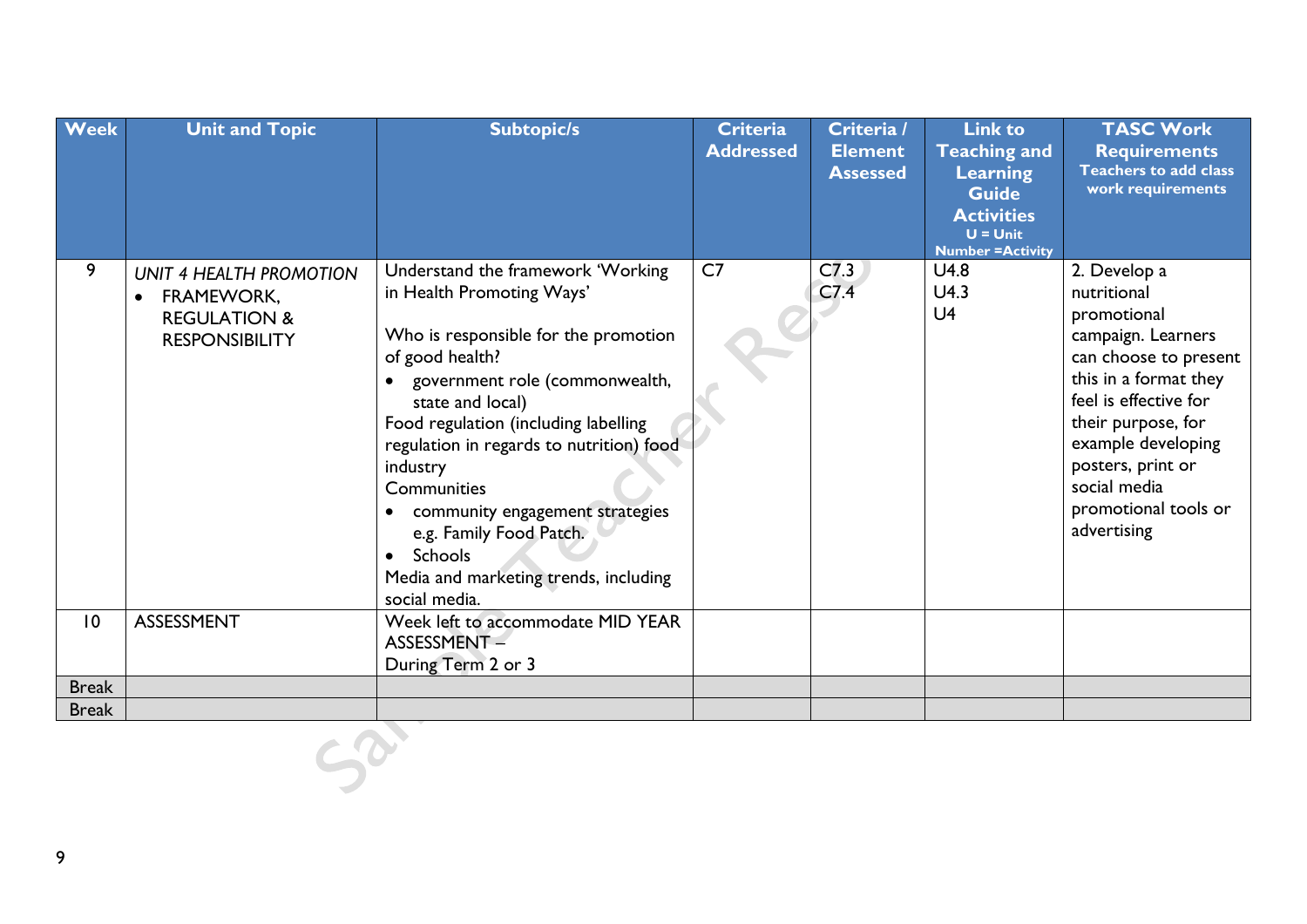| Week | Unit and Topic | Subtopic/s | Criteria Addressed | Criteria / Element Assessed | Link to Teaching and Learning Guide Activities U = Unit Number =Activity | TASC Work Requirements Teachers to add class work requirements |
|---|---|---|---|---|---|---|
| 9 | *UNIT 4 HEALTH PROMOTION*<br>• FRAMEWORK, REGULATION & RESPONSIBILITY | Understand the framework 'Working in Health Promoting Ways'<br><br>Who is responsible for the promotion of good health?<br>• government role (commonwealth, state and local)<br>Food regulation (including labelling regulation in regards to nutrition) food industry<br>Communities<br>• community engagement strategies e.g. Family Food Patch.<br>• Schools<br>Media and marketing trends, including social media. | C7 | C7.3<br>C7.4 | U4.8<br>U4.3<br>U4 | 2. Develop a nutritional promotional campaign. Learners can choose to present this in a format they feel is effective for their purpose, for example developing posters, print or social media promotional tools or advertising |
| 10 | ASSESSMENT | Week left to accommodate MID YEAR ASSESSMENT –<br>During Term 2 or 3 | | | | |
| Break | | | | | | |
| Break | | | | | | |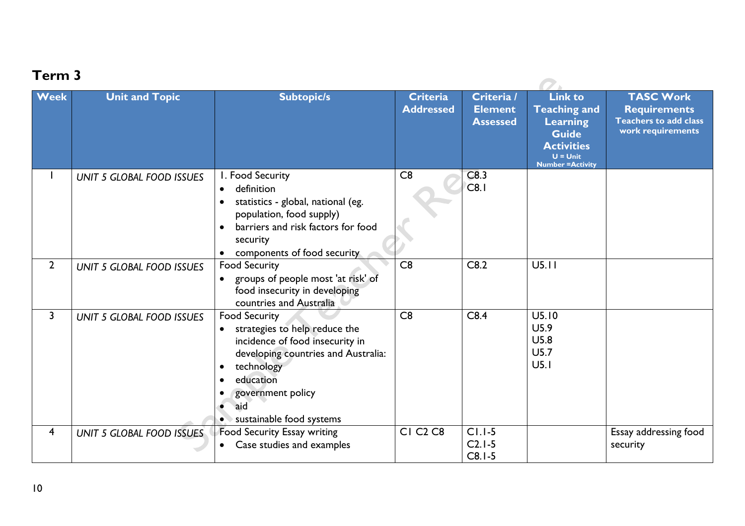## Term 3

| Week | Unit and Topic | Subtopic/s | Criteria Addressed | Criteria / Element Assessed | Link to Teaching and Learning Guide Activities U = Unit Number =Activity | TASC Work Requirements Teachers to add class work requirements |
|---|---|---|---|---|---|---|
| 1 | *UNIT 5 GLOBAL FOOD ISSUES* | 1. Food Security<br>• definition<br>• statistics - global, national (eg. population, food supply)<br>• barriers and risk factors for food security<br>• components of food security | C8 | C8.3<br>C8.1 | | |
| 2 | *UNIT 5 GLOBAL FOOD ISSUES* | Food Security<br>• groups of people most 'at risk' of food insecurity in developing countries and Australia | C8 | C8.2 | U5.11 | |
| 3 | *UNIT 5 GLOBAL FOOD ISSUES* | Food Security<br>• strategies to help reduce the incidence of food insecurity in developing countries and Australia:<br>• technology<br>• education<br>• government policy<br>• aid<br>• sustainable food systems | C8 | C8.4 | U5.10<br>U5.9<br>U5.8<br>U5.7<br>U5.1 | |
| 4 | *UNIT 5 GLOBAL FOOD ISSUES* | Food Security Essay writing<br>• Case studies and examples | C1 C2 C8 | C1.1-5<br>C2.1-5<br>C8.1-5 | | Essay addressing food security |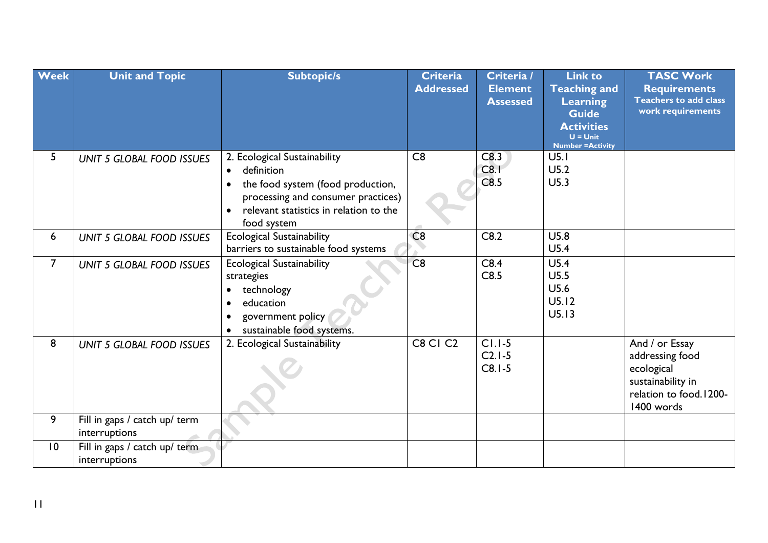| Week | Unit and Topic | Subtopic/s | Criteria Addressed | Criteria / Element Assessed | Link to Teaching and Learning Guide Activities U = Unit Number =Activity | TASC Work Requirements Teachers to add class work requirements |
|---|---|---|---|---|---|---|
| 5 | *UNIT 5 GLOBAL FOOD ISSUES* | 2. Ecological Sustainability<br>• definition<br>• the food system (food production, processing and consumer practices)<br>• relevant statistics in relation to the food system | C8 | C8.3<br>C8.1<br>C8.5 | U5.1<br>U5.2<br>U5.3 | |
| 6 | *UNIT 5 GLOBAL FOOD ISSUES* | Ecological Sustainability<br>barriers to sustainable food systems | C8 | C8.2 | U5.8<br>U5.4 | |
| 7 | *UNIT 5 GLOBAL FOOD ISSUES* | Ecological Sustainability<br>strategies<br>• technology<br>• education<br>• government policy<br>• sustainable food systems. | C8 | C8.4<br>C8.5 | U5.4<br>U5.5<br>U5.6<br>U5.12<br>U5.13 | |
| 8 | *UNIT 5 GLOBAL FOOD ISSUES* | 2. Ecological Sustainability | C8 C1 C2 | C1.1-5<br>C2.1-5<br>C8.1-5 | | And / or Essay addressing food ecological sustainability in relation to food.1200-1400 words |
| 9 | Fill in gaps / catch up/ term interruptions | | | | | |
| 10 | Fill in gaps / catch up/ term interruptions | | | | | |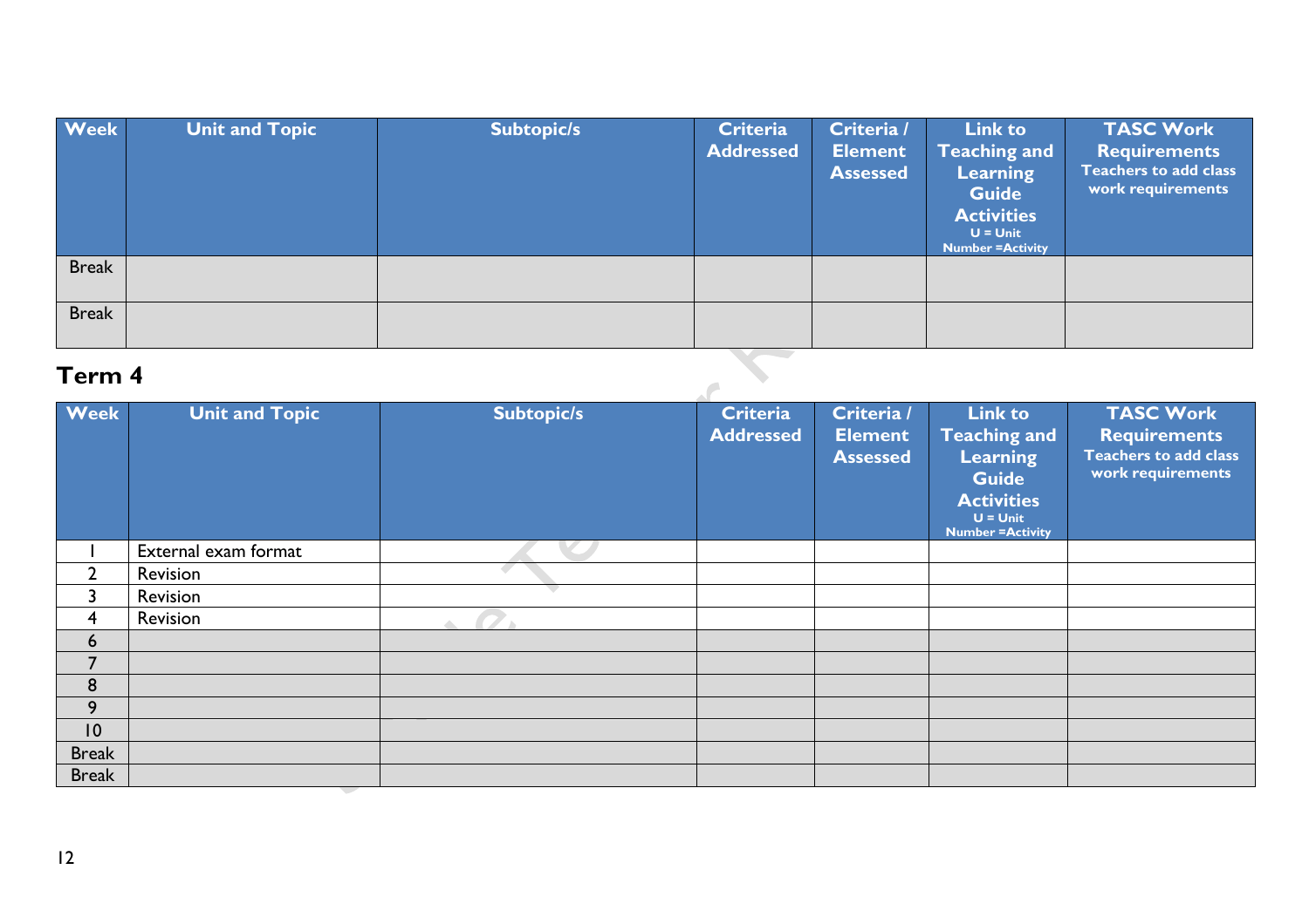| Week | Unit and Topic | Subtopic/s | Criteria Addressed | Criteria / Element Assessed | Link to Teaching and Learning Guide Activities U = Unit Number =Activity | TASC Work Requirements Teachers to add class work requirements |
|---|---|---|---|---|---|---|
| Break | | | | | | |
| Break | | | | | | |

## Term 4

| Week | Unit and Topic | Subtopic/s | Criteria Addressed | Criteria / Element Assessed | Link to Teaching and Learning Guide Activities U = Unit Number =Activity | TASC Work Requirements Teachers to add class work requirements |
|---|---|---|---|---|---|---|
| 1 | External exam format | | | | | |
| 2 | Revision | | | | | |
| 3 | Revision | | | | | |
| 4 | Revision | | | | | |
| 6 | | | | | | |
| 7 | | | | | | |
| 8 | | | | | | |
| 9 | | | | | | |
| 10 | | | | | | |
| Break | | | | | | |
| Break | | | | | | |